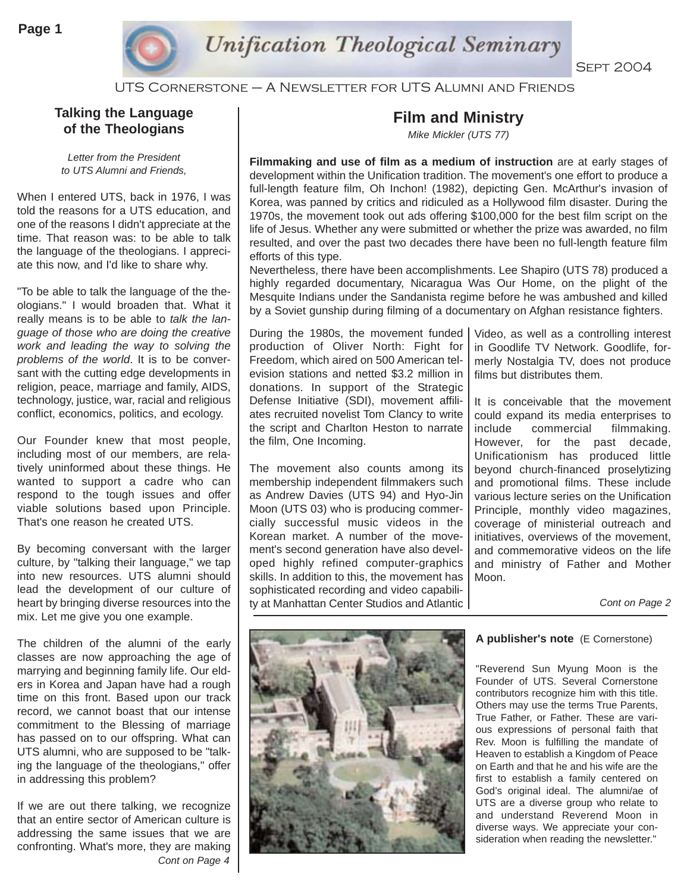# Unification Theological Seminary

Sept 2004

UTS Cornerstone – A Newsletter for UTS Alumni and Friends

## Talking the Language of the Theologians

*Letter from the President to UTS Alumni and Friends,*

When I entered UTS, back in 1976, I was told the reasons for a UTS education, and one of the reasons I didn't appreciate at the time. That reason was: to be able to talk the language of the theologians. I appreciate this now, and I'd like to share why.

"To be able to talk the language of the theologians." I would broaden that. What it really means is to be able to *talk the language of those who are doing the creative work and leading the way to solving the problems of the world*. It is to be conversant with the cutting edge developments in religion, peace, marriage and family, AIDS, technology, justice, war, racial and religious conflict, economics, politics, and ecology.

Our Founder knew that most people, including most of our members, are relatively uninformed about these things. He wanted to support a cadre who can respond to the tough issues and offer viable solutions based upon Principle. That's one reason he created UTS.

By becoming conversant with the larger culture, by "talking their language," we tap into new resources. UTS alumni should lead the development of our culture of heart by bringing diverse resources into the mix. Let me give you one example.

The children of the alumni of the early classes are now approaching the age of marrying and beginning family life. Our elders in Korea and Japan have had a rough time on this front. Based upon our track record, we cannot boast that our intense commitment to the Blessing of marriage has passed on to our offspring. What can UTS alumni, who are supposed to be "talking the language of the theologians," offer in addressing this problem?

If we are out there talking, we recognize that an entire sector of American culture is addressing the same issues that we are confronting. What's more, they are making

*Cont on Page 4*

## Film and Ministry

*Mike Mickler (UTS 77)*

**Filmmaking and use of film as a medium of instruction** are at early stages of development within the Unification tradition. The movement's one effort to produce a full-length feature film, Oh Inchon! (1982), depicting Gen. McArthur's invasion of Korea, was panned by critics and ridiculed as a Hollywood film disaster. During the 1970s, the movement took out ads offering $100,000 for the best film script on the life of Jesus. Whether any were submitted or whether the prize was awarded, no film resulted, and over the past two decades there have been no full-length feature film efforts of this type.

Nevertheless, there have been accomplishments. Lee Shapiro (UTS 78) produced a highly regarded documentary, Nicaragua Was Our Home, on the plight of the Mesquite Indians under the Sandanista regime before he was ambushed and killed by a Soviet gunship during filming of a documentary on Afghan resistance fighters.

During the 1980s, the movement funded production of Oliver North: Fight for Freedom, which aired on 500 American television stations and netted $3.2 million in donations. In support of the Strategic Defense Initiative (SDI), movement affiliates recruited novelist Tom Clancy to write the script and Charlton Heston to narrate the film, One Incoming.

The movement also counts among its membership independent filmmakers such as Andrew Davies (UTS 94) and Hyo-Jin Moon (UTS 03) who is producing commercially successful music videos in the Korean market. A number of the movement's second generation have also developed highly refined computer-graphics skills. In addition to this, the movement has sophisticated recording and video capability at Manhattan Center Studios and Atlantic Video, as well as a controlling interest in Goodlife TV Network. Goodlife, formerly Nostalgia TV, does not produce films but distributes them.

It is conceivable that the movement could expand its media enterprises to include commercial filmmaking. However, for the past decade, Unificationism has produced little beyond church-financed proselytizing and promotional films. These include various lecture series on the Unification Principle, monthly video magazines, coverage of ministerial outreach and initiatives, overviews of the movement, and commemorative videos on the life and ministry of Father and Mother Moon.

*Cont on Page 2*

**A publisher's note** (E Cornerstone)

"Reverend Sun Myung Moon is the Founder of UTS. Several Cornerstone contributors recognize him with this title. Others may use the terms True Parents, True Father, or Father. These are various expressions of personal faith that Rev. Moon is fulfilling the mandate of Heaven to establish a Kingdom of Peace on Earth and that he and his wife are the first to establish a family centered on God's original ideal. The alumni/ae of UTS are a diverse group who relate to and understand Reverend Moon in diverse ways. We appreciate your consideration when reading the newsletter."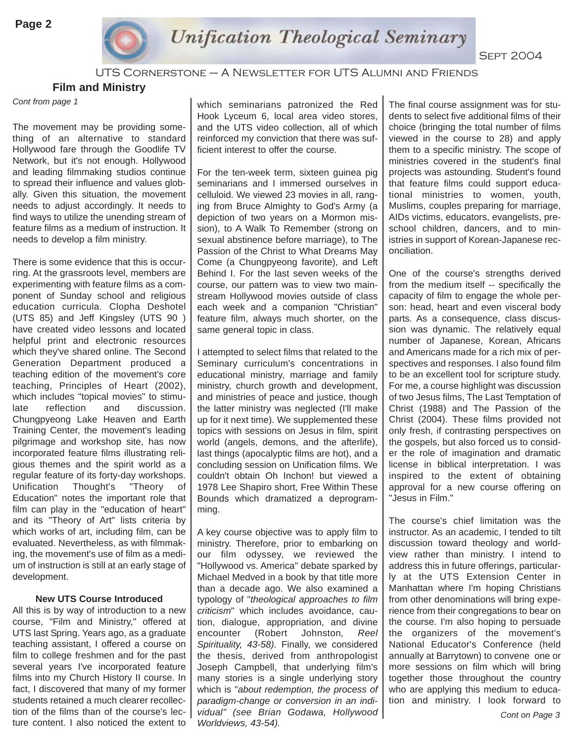## Film and Ministry

*Cont from page 1*

The movement may be providing something of an alternative to standard Hollywood fare through the Goodlife TV Network, but it's not enough. Hollywood and leading filmmaking studios continue to spread their influence and values globally. Given this situation, the movement needs to adjust accordingly. It needs to find ways to utilize the unending stream of feature films as a medium of instruction. It needs to develop a film ministry.

There is some evidence that this is occurring. At the grassroots level, members are experimenting with feature films as a component of Sunday school and religious education curricula. Clopha Deshotel (UTS 85) and Jeff Kingsley (UTS 90 ) have created video lessons and located helpful print and electronic resources which they've shared online. The Second Generation Department produced a teaching edition of the movement's core teaching, Principles of Heart (2002), which includes "topical movies" to stimulate reflection and discussion. Chungpyeong Lake Heaven and Earth Training Center, the movement's leading pilgrimage and workshop site, has now incorporated feature films illustrating religious themes and the spirit world as a regular feature of its forty-day workshops. Unification Thought's "Theory of Education" notes the important role that film can play in the "education of heart" and its "Theory of Art" lists criteria by which works of art, including film, can be evaluated. Nevertheless, as with filmmaking, the movement's use of film as a medium of instruction is still at an early stage of development.

**New UTS Course Introduced**

All this is by way of introduction to a new course, "Film and Ministry," offered at UTS last Spring. Years ago, as a graduate teaching assistant, I offered a course on film to college freshmen and for the past several years I've incorporated feature films into my Church History II course. In fact, I discovered that many of my former students retained a much clearer recollection of the films than of the course's lecture content. I also noticed the extent to which seminarians patronized the Red Hook Lyceum 6, local area video stores, and the UTS video collection, all of which reinforced my conviction that there was sufficient interest to offer the course.

For the ten-week term, sixteen guinea pig seminarians and I immersed ourselves in celluloid. We viewed 23 movies in all, ranging from Bruce Almighty to God's Army (a depiction of two years on a Mormon mission), to A Walk To Remember (strong on sexual abstinence before marriage), to The Passion of the Christ to What Dreams May Come (a Chungpyeong favorite), and Left Behind I. For the last seven weeks of the course, our pattern was to view two mainstream Hollywood movies outside of class each week and a companion "Christian" feature film, always much shorter, on the same general topic in class.

I attempted to select films that related to the Seminary curriculum's concentrations in educational ministry, marriage and family ministry, church growth and development, and ministries of peace and justice, though the latter ministry was neglected (I'll make up for it next time). We supplemented these topics with sessions on Jesus in film, spirit world (angels, demons, and the afterlife), last things (apocalyptic films are hot), and a concluding session on Unification films. We couldn't obtain Oh Inchon! but viewed a 1978 Lee Shapiro short, Free Within These Bounds which dramatized a deprogramming.

A key course objective was to apply film to ministry. Therefore, prior to embarking on our film odyssey, we reviewed the "Hollywood vs. America" debate sparked by Michael Medved in a book by that title more than a decade ago. We also examined a typology of "*theological approaches to film criticism*" which includes avoidance, caution, dialogue, appropriation, and divine encounter (Robert Johnston*, Reel Spirituality, 43-58).* Finally, we considered the thesis, derived from anthropologist Joseph Campbell, that underlying film's many stories is a single underlying story which is "*about redemption, the process of paradigm-change or conversion in an individual" (see Brian Godawa, Hollywood Worldviews, 43-54).*

The final course assignment was for students to select five additional films of their choice (bringing the total number of films viewed in the course to 28) and apply them to a specific ministry. The scope of ministries covered in the student's final projects was astounding. Student's found that feature films could support educational ministries to women, youth, Muslims, couples preparing for marriage, AIDs victims, educators, evangelists, preschool children, dancers, and to ministries in support of Korean-Japanese reconciliation.

One of the course's strengths derived from the medium itself -- specifically the capacity of film to engage the whole person: head, heart and even visceral body parts. As a consequence, class discussion was dynamic. The relatively equal number of Japanese, Korean, Africans and Americans made for a rich mix of perspectives and responses. I also found film to be an excellent tool for scripture study. For me, a course highlight was discussion of two Jesus films, The Last Temptation of Christ (1988) and The Passion of the Christ (2004). These films provided not only fresh, if contrasting perspectives on the gospels, but also forced us to consider the role of imagination and dramatic license in biblical interpretation. I was inspired to the extent of obtaining approval for a new course offering on "Jesus in Film."

The course's chief limitation was the instructor. As an academic, I tended to tilt discussion toward theology and worldview rather than ministry. I intend to address this in future offerings, particularly at the UTS Extension Center in Manhattan where I'm hoping Christians from other denominations will bring experience from their congregations to bear on the course. I'm also hoping to persuade the organizers of the movement's National Educator's Conference (held annually at Barrytown) to convene one or more sessions on film which will bring together those throughout the country who are applying this medium to education and ministry. I look forward to

*Cont on Page 3*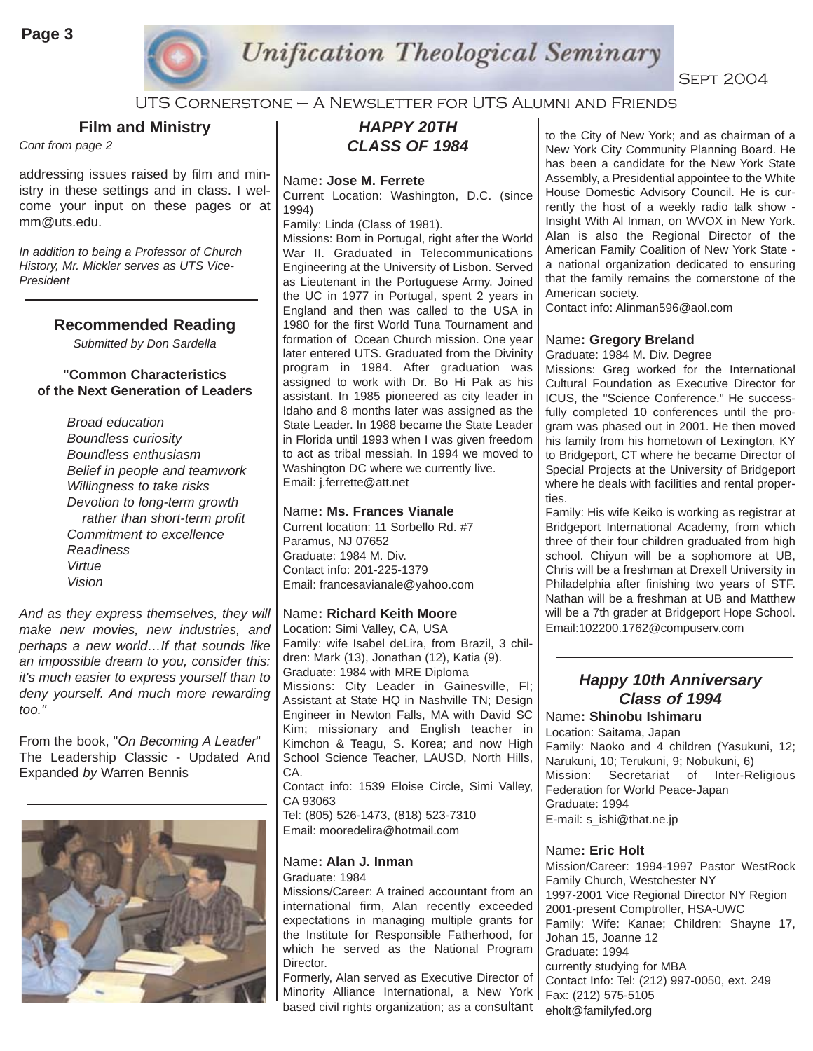### Film and Ministry

*Cont from page 2*

addressing issues raised by film and ministry in these settings and in class. I welcome your input on these pages or at mm@uts.edu.

*In addition to being a Professor of Church History, Mr. Mickler serves as UTS Vice-President*

### Recommended Reading

*Submitted by Don Sardella*

**"Common Characteristics of the Next Generation of Leaders**

*Broad education*
*Boundless curiosity*
*Boundless enthusiasm*
*Belief in people and teamwork*
*Willingness to take risks*
*Devotion to long-term growth rather than short-term profit*
*Commitment to excellence*
*Readiness*
*Virtue*
*Vision*

*And as they express themselves, they will make new movies, new industries, and perhaps a new world…If that sounds like an impossible dream to you, consider this: it's much easier to express yourself than to deny yourself. And much more rewarding too."*

From the book, "*On Becoming A Leader*" The Leadership Classic - Updated And Expanded *by* Warren Bennis

## *HAPPY 20TH CLASS OF 1984*

Name**: Jose M. Ferrete**
Current Location: Washington, D.C. (since 1994)
Family: Linda (Class of 1981).
Missions: Born in Portugal, right after the World War II. Graduated in Telecommunications Engineering at the University of Lisbon. Served as Lieutenant in the Portuguese Army. Joined the UC in 1977 in Portugal, spent 2 years in England and then was called to the USA in 1980 for the first World Tuna Tournament and formation of Ocean Church mission. One year later entered UTS. Graduated from the Divinity program in 1984. After graduation was assigned to work with Dr. Bo Hi Pak as his assistant. In 1985 pioneered as city leader in Idaho and 8 months later was assigned as the State Leader. In 1988 became the State Leader in Florida until 1993 when I was given freedom to act as tribal messiah. In 1994 we moved to Washington DC where we currently live.
Email: j.ferrette@att.net

Name**: Ms. Frances Vianale**
Current location: 11 Sorbello Rd. #7
Paramus, NJ 07652
Graduate: 1984 M. Div.
Contact info: 201-225-1379
Email: francesavianale@yahoo.com

Name**: Richard Keith Moore**
Location: Simi Valley, CA, USA
Family: wife Isabel deLira, from Brazil, 3 children: Mark (13), Jonathan (12), Katia (9).
Graduate: 1984 with MRE Diploma
Missions: City Leader in Gainesville, Fl; Assistant at State HQ in Nashville TN; Design Engineer in Newton Falls, MA with David SC Kim; missionary and English teacher in Kimchon & Teagu, S. Korea; and now High School Science Teacher, LAUSD, North Hills, CA.
Contact info: 1539 Eloise Circle, Simi Valley, CA 93063
Tel: (805) 526-1473, (818) 523-7310
Email: mooredelira@hotmail.com

Name**: Alan J. Inman**
Graduate: 1984
Missions/Career: A trained accountant from an international firm, Alan recently exceeded expectations in managing multiple grants for the Institute for Responsible Fatherhood, for which he served as the National Program Director.
Formerly, Alan served as Executive Director of Minority Alliance International, a New York based civil rights organization; as a consultant to the City of New York; and as chairman of a New York City Community Planning Board. He has been a candidate for the New York State Assembly, a Presidential appointee to the White House Domestic Advisory Council. He is currently the host of a weekly radio talk show - Insight With Al Inman, on WVOX in New York. Alan is also the Regional Director of the American Family Coalition of New York State - a national organization dedicated to ensuring that the family remains the cornerstone of the American society.
Contact info: Alinman596@aol.com

Name**: Gregory Breland**
Graduate: 1984 M. Div. Degree
Missions: Greg worked for the International Cultural Foundation as Executive Director for ICUS, the "Science Conference." He successfully completed 10 conferences until the program was phased out in 2001. He then moved his family from his hometown of Lexington, KY to Bridgeport, CT where he became Director of Special Projects at the University of Bridgeport where he deals with facilities and rental properties.
Family: His wife Keiko is working as registrar at Bridgeport International Academy, from which three of their four children graduated from high school. Chiyun will be a sophomore at UB, Chris will be a freshman at Drexell University in Philadelphia after finishing two years of STF. Nathan will be a freshman at UB and Matthew will be a 7th grader at Bridgeport Hope School.
Email:102200.1762@compuserv.com

## *Happy 10th Anniversary Class of 1994*

Name**: Shinobu Ishimaru**
Location: Saitama, Japan
Family: Naoko and 4 children (Yasukuni, 12; Narukuni, 10; Terukuni, 9; Nobukuni, 6)
Mission: Secretariat of Inter-Religious Federation for World Peace-Japan
Graduate: 1994
E-mail: s_ishi@that.ne.jp

Name**: Eric Holt**
Mission/Career: 1994-1997 Pastor WestRock Family Church, Westchester NY
1997-2001 Vice Regional Director NY Region
2001-present Comptroller, HSA-UWC
Family: Wife: Kanae; Children: Shayne 17, Johan 15, Joanne 12
Graduate: 1994
currently studying for MBA
Contact Info: Tel: (212) 997-0050, ext. 249
Fax: (212) 575-5105
eholt@familyfed.org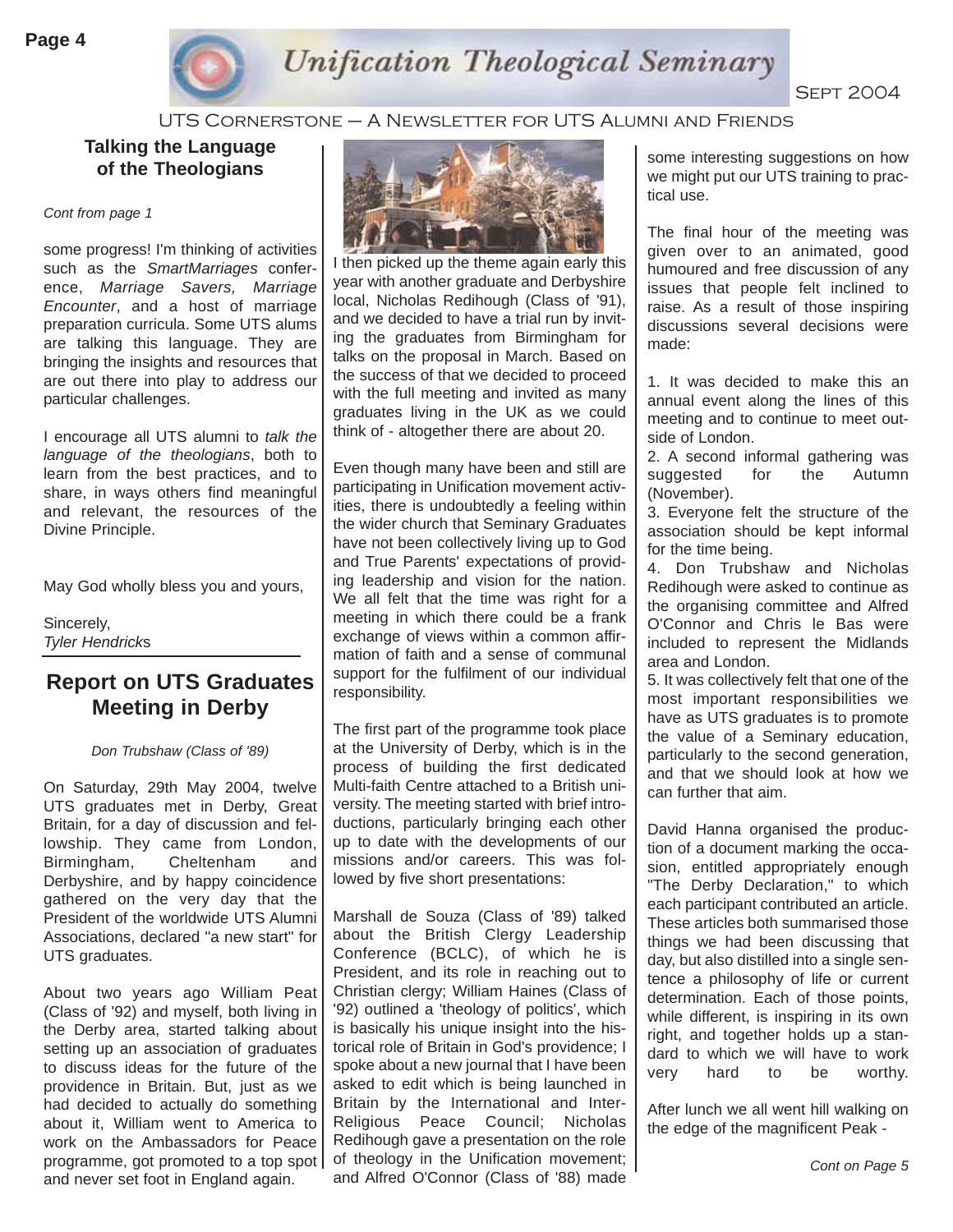## Talking the Language of the Theologians

*Cont from page 1*

some progress! I'm thinking of activities such as the *SmartMarriages* conference, *Marriage Savers, Marriage Encounter*, and a host of marriage preparation curricula. Some UTS alums are talking this language. They are bringing the insights and resources that are out there into play to address our particular challenges.

I encourage all UTS alumni to *talk the language of the theologians*, both to learn from the best practices, and to share, in ways others find meaningful and relevant, the resources of the Divine Principle.

May God wholly bless you and yours,

Sincerely,
*Tyler Hendricks*

## Report on UTS Graduates Meeting in Derby

*Don Trubshaw (Class of '89)*

On Saturday, 29th May 2004, twelve UTS graduates met in Derby, Great Britain, for a day of discussion and fellowship. They came from London, Birmingham, Cheltenham and Derbyshire, and by happy coincidence gathered on the very day that the President of the worldwide UTS Alumni Associations, declared "a new start" for UTS graduates.

About two years ago William Peat (Class of '92) and myself, both living in the Derby area, started talking about setting up an association of graduates to discuss ideas for the future of the providence in Britain. But, just as we had decided to actually do something about it, William went to America to work on the Ambassadors for Peace programme, got promoted to a top spot and never set foot in England again.

I then picked up the theme again early this year with another graduate and Derbyshire local, Nicholas Redihough (Class of '91), and we decided to have a trial run by inviting the graduates from Birmingham for talks on the proposal in March. Based on the success of that we decided to proceed with the full meeting and invited as many graduates living in the UK as we could think of - altogether there are about 20.

Even though many have been and still are participating in Unification movement activities, there is undoubtedly a feeling within the wider church that Seminary Graduates have not been collectively living up to God and True Parents' expectations of providing leadership and vision for the nation. We all felt that the time was right for a meeting in which there could be a frank exchange of views within a common affirmation of faith and a sense of communal support for the fulfilment of our individual responsibility.

The first part of the programme took place at the University of Derby, which is in the process of building the first dedicated Multi-faith Centre attached to a British university. The meeting started with brief introductions, particularly bringing each other up to date with the developments of our missions and/or careers. This was followed by five short presentations:

Marshall de Souza (Class of '89) talked about the British Clergy Leadership Conference (BCLC), of which he is President, and its role in reaching out to Christian clergy; William Haines (Class of '92) outlined a 'theology of politics', which is basically his unique insight into the historical role of Britain in God's providence; I spoke about a new journal that I have been asked to edit which is being launched in Britain by the International and Inter-Religious Peace Council; Nicholas Redihough gave a presentation on the role of theology in the Unification movement; and Alfred O'Connor (Class of '88) made some interesting suggestions on how we might put our UTS training to practical use.

The final hour of the meeting was given over to an animated, good humoured and free discussion of any issues that people felt inclined to raise. As a result of those inspiring discussions several decisions were made:

1. It was decided to make this an annual event along the lines of this meeting and to continue to meet outside of London.
2. A second informal gathering was suggested for the Autumn (November).
3. Everyone felt the structure of the association should be kept informal for the time being.
4. Don Trubshaw and Nicholas Redihough were asked to continue as the organising committee and Alfred O'Connor and Chris le Bas were included to represent the Midlands area and London.
5. It was collectively felt that one of the most important responsibilities we have as UTS graduates is to promote the value of a Seminary education, particularly to the second generation, and that we should look at how we can further that aim.

David Hanna organised the production of a document marking the occasion, entitled appropriately enough "The Derby Declaration," to which each participant contributed an article. These articles both summarised those things we had been discussing that day, but also distilled into a single sentence a philosophy of life or current determination. Each of those points, while different, is inspiring in its own right, and together holds up a standard to which we will have to work very hard to be worthy.

After lunch we all went hill walking on the edge of the magnificent Peak -

*Cont on Page 5*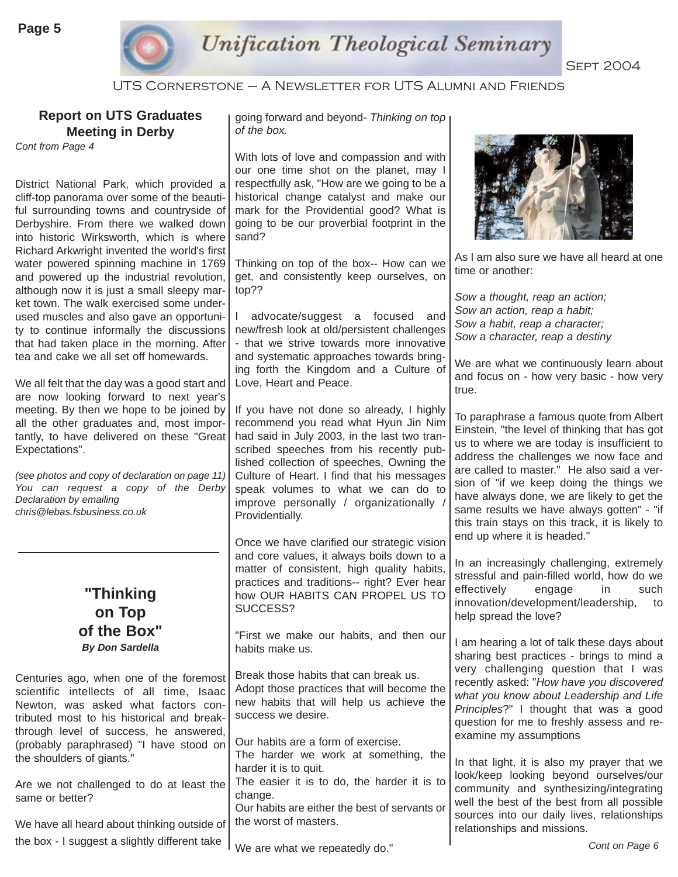## Report on UTS Graduates Meeting in Derby

*Cont from Page 4*

District National Park, which provided a cliff-top panorama over some of the beautiful surrounding towns and countryside of Derbyshire. From there we walked down into historic Wirksworth, which is where Richard Arkwright invented the world's first water powered spinning machine in 1769 and powered up the industrial revolution, although now it is just a small sleepy market town. The walk exercised some underused muscles and also gave an opportunity to continue informally the discussions that had taken place in the morning. After tea and cake we all set off homewards.

We all felt that the day was a good start and are now looking forward to next year's meeting. By then we hope to be joined by all the other graduates and, most importantly, to have delivered on these "Great Expectations".

*(see photos and copy of declaration on page 11) You can request a copy of the Derby Declaration by emailing chris@lebas.fsbusiness.co.uk*

---

## "Thinking on Top of the Box"

***By Don Sardella***

Centuries ago, when one of the foremost scientific intellects of all time, Isaac Newton, was asked what factors contributed most to his historical and breakthrough level of success, he answered, (probably paraphrased) "I have stood on the shoulders of giants."

Are we not challenged to do at least the same or better?

We have all heard about thinking outside of the box - I suggest a slightly different take going forward and beyond- *Thinking on top of the box.*

With lots of love and compassion and with our one time shot on the planet, may I respectfully ask, "How are we going to be a historical change catalyst and make our mark for the Providential good? What is going to be our proverbial footprint in the sand?

Thinking on top of the box-- How can we get, and consistently keep ourselves, on top??

I advocate/suggest a focused and new/fresh look at old/persistent challenges - that we strive towards more innovative and systematic approaches towards bringing forth the Kingdom and a Culture of Love, Heart and Peace.

If you have not done so already, I highly recommend you read what Hyun Jin Nim had said in July 2003, in the last two transcribed speeches from his recently published collection of speeches, Owning the Culture of Heart. I find that his messages speak volumes to what we can do to improve personally / organizationally / Providentially.

Once we have clarified our strategic vision and core values, it always boils down to a matter of consistent, high quality habits, practices and traditions-- right? Ever hear how OUR HABITS CAN PROPEL US TO SUCCESS?

"First we make our habits, and then our habits make us.

Break those habits that can break us.
Adopt those practices that will become the new habits that will help us achieve the success we desire.

Our habits are a form of exercise.
The harder we work at something, the harder it is to quit.
The easier it is to do, the harder it is to change.
Our habits are either the best of servants or the worst of masters.

We are what we repeatedly do."

As I am also sure we have all heard at one time or another:

*Sow a thought, reap an action;*
*Sow an action, reap a habit;*
*Sow a habit, reap a character;*
*Sow a character, reap a destiny*

We are what we continuously learn about and focus on - how very basic - how very true.

To paraphrase a famous quote from Albert Einstein, "the level of thinking that has got us to where we are today is insufficient to address the challenges we now face and are called to master." He also said a version of "if we keep doing the things we have always done, we are likely to get the same results we have always gotten" - "if this train stays on this track, it is likely to end up where it is headed."

In an increasingly challenging, extremely stressful and pain-filled world, how do we effectively engage in such innovation/development/leadership, to help spread the love?

I am hearing a lot of talk these days about sharing best practices - brings to mind a very challenging question that I was recently asked: "*How have you discovered what you know about Leadership and Life Principles*?" I thought that was a good question for me to freshly assess and re-examine my assumptions

In that light, it is also my prayer that we look/keep looking beyond ourselves/our community and synthesizing/integrating well the best of the best from all possible sources into our daily lives, relationships relationships and missions.

*Cont on Page 6*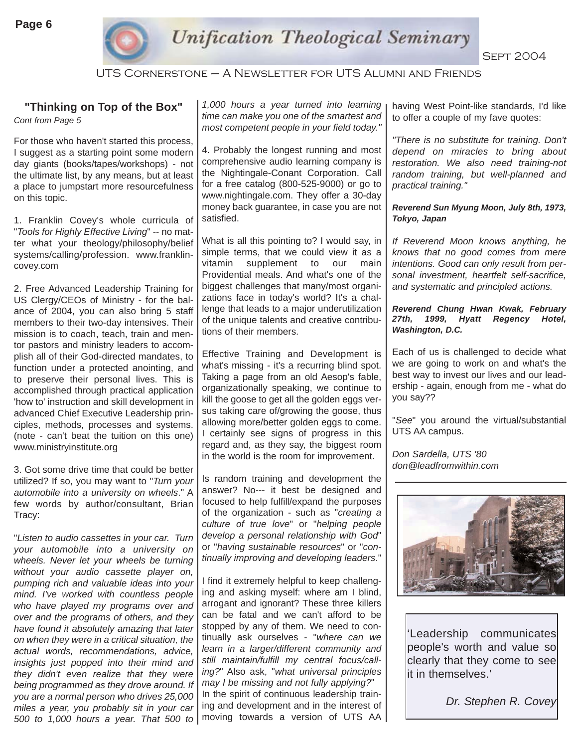## "Thinking on Top of the Box"

*Cont from Page 5*

For those who haven't started this process, I suggest as a starting point some modern day giants (books/tapes/workshops) - not the ultimate list, by any means, but at least a place to jumpstart more resourcefulness on this topic.

1. Franklin Covey's whole curricula of "*Tools for Highly Effective Living*" -- no matter what your theology/philosophy/belief systems/calling/profession. www.franklincovey.com

2. Free Advanced Leadership Training for US Clergy/CEOs of Ministry - for the balance of 2004, you can also bring 5 staff members to their two-day intensives. Their mission is to coach, teach, train and mentor pastors and ministry leaders to accomplish all of their God-directed mandates, to function under a protected anointing, and to preserve their personal lives. This is accomplished through practical application 'how to' instruction and skill development in advanced Chief Executive Leadership principles, methods, processes and systems. (note - can't beat the tuition on this one) www.ministryinstitute.org

3. Got some drive time that could be better utilized? If so, you may want to "*Turn your automobile into a university on wheels*." A few words by author/consultant, Brian Tracy:

"*Listen to audio cassettes in your car. Turn your automobile into a university on wheels. Never let your wheels be turning without your audio cassette player on, pumping rich and valuable ideas into your mind. I've worked with countless people who have played my programs over and over and the programs of others, and they have found it absolutely amazing that later on when they were in a critical situation, the actual words, recommendations, advice, insights just popped into their mind and they didn't even realize that they were being programmed as they drove around. If you are a normal person who drives 25,000 miles a year, you probably sit in your car 500 to 1,000 hours a year. That 500 to 1,000 hours a year turned into learning time can make you one of the smartest and most competent people in your field today.*"

4. Probably the longest running and most comprehensive audio learning company is the Nightingale-Conant Corporation. Call for a free catalog (800-525-9000) or go to www.nightingale.com. They offer a 30-day money back guarantee, in case you are not satisfied.

What is all this pointing to? I would say, in simple terms, that we could view it as a vitamin supplement to our main Providential meals. And what's one of the biggest challenges that many/most organizations face in today's world? It's a challenge that leads to a major underutilization of the unique talents and creative contributions of their members.

Effective Training and Development is what's missing - it's a recurring blind spot. Taking a page from an old Aesop's fable, organizationally speaking, we continue to kill the goose to get all the golden eggs versus taking care of/growing the goose, thus allowing more/better golden eggs to come. I certainly see signs of progress in this regard and, as they say, the biggest room in the world is the room for improvement.

Is random training and development the answer? No--- it best be designed and focused to help fulfill/expand the purposes of the organization - such as "*creating a culture of true love*" or "*helping people develop a personal relationship with God*" or "*having sustainable resources*" or "*continually improving and developing leaders*."

I find it extremely helpful to keep challenging and asking myself: where am I blind, arrogant and ignorant? These three killers can be fatal and we can't afford to be stopped by any of them. We need to continually ask ourselves - "*where can we learn in a larger/different community and still maintain/fulfill my central focus/calling?*" Also ask, "*what universal principles may I be missing and not fully applying?*"

In the spirit of continuous leadership training and development and in the interest of moving towards a version of UTS AA having West Point-like standards, I'd like to offer a couple of my fave quotes:

*"There is no substitute for training. Don't depend on miracles to bring about restoration. We also need training-not random training, but well-planned and practical training."*

***Reverend Sun Myung Moon, July 8th, 1973, Tokyo, Japan***

*If Reverend Moon knows anything, he knows that no good comes from mere intentions. Good can only result from personal investment, heartfelt self-sacrifice, and systematic and principled actions.*

***Reverend Chung Hwan Kwak, February 27th, 1999, Hyatt Regency Hotel, Washington, D.C.***

Each of us is challenged to decide what we are going to work on and what's the best way to invest our lives and our leadership - again, enough from me - what do you say??

"*See*" you around the virtual/substantial UTS AA campus.

*Don Sardella, UTS '80*
*don@leadfromwithin.com*

---

'Leadership communicates people's worth and value so clearly that they come to see it in themselves.'

*Dr. Stephen R. Covey*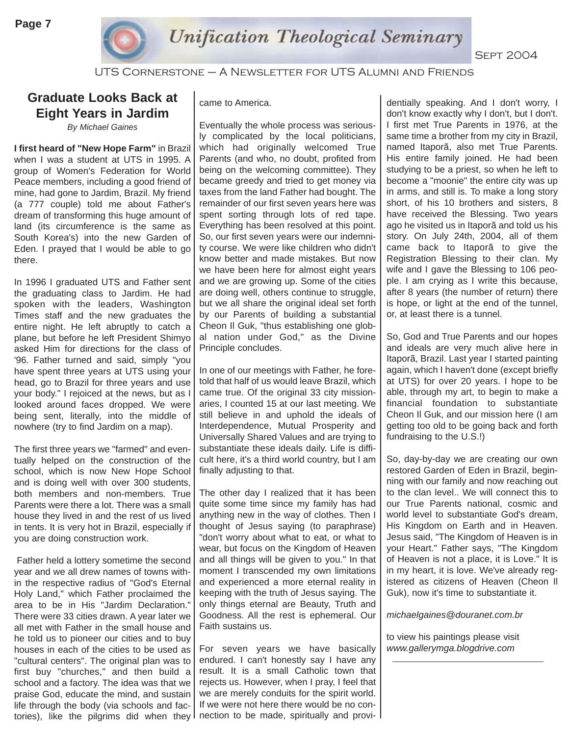# Graduate Looks Back at Eight Years in Jardim

*By Michael Gaines*

**I first heard of "New Hope Farm"** in Brazil when I was a student at UTS in 1995. A group of Women's Federation for World Peace members, including a good friend of mine, had gone to Jardim, Brazil. My friend (a 777 couple) told me about Father's dream of transforming this huge amount of land (its circumference is the same as South Korea's) into the new Garden of Eden. I prayed that I would be able to go there.

In 1996 I graduated UTS and Father sent the graduating class to Jardim. He had spoken with the leaders, Washington Times staff and the new graduates the entire night. He left abruptly to catch a plane, but before he left President Shimyo asked Him for directions for the class of '96. Father turned and said, simply "you have spent three years at UTS using your head, go to Brazil for three years and use your body." I rejoiced at the news, but as I looked around faces dropped. We were being sent, literally, into the middle of nowhere (try to find Jardim on a map).

The first three years we "farmed" and eventually helped on the construction of the school, which is now New Hope School and is doing well with over 300 students, both members and non-members. True Parents were there a lot. There was a small house they lived in and the rest of us lived in tents. It is very hot in Brazil, especially if you are doing construction work.

Father held a lottery sometime the second year and we all drew names of towns within the respective radius of "God's Eternal Holy Land," which Father proclaimed the area to be in His "Jardim Declaration." There were 33 cities drawn. A year later we all met with Father in the small house and he told us to pioneer our cities and to buy houses in each of the cities to be used as "cultural centers". The original plan was to first buy "churches," and then build a school and a factory. The idea was that we praise God, educate the mind, and sustain life through the body (via schools and factories), like the pilgrims did when they came to America.

Eventually the whole process was seriously complicated by the local politicians, which had originally welcomed True Parents (and who, no doubt, profited from being on the welcoming committee). They became greedy and tried to get money via taxes from the land Father had bought. The remainder of our first seven years here was spent sorting through lots of red tape. Everything has been resolved at this point. So, our first seven years were our indemnity course. We were like children who didn't know better and made mistakes. But now we have been here for almost eight years and we are growing up. Some of the cities are doing well, others continue to struggle, but we all share the original ideal set forth by our Parents of building a substantial Cheon Il Guk, "thus establishing one global nation under God," as the Divine Principle concludes.

In one of our meetings with Father, he foretold that half of us would leave Brazil, which came true. Of the original 33 city missionaries, I counted 15 at our last meeting. We still believe in and uphold the ideals of Interdependence, Mutual Prosperity and Universally Shared Values and are trying to substantiate these ideals daily. Life is difficult here, it's a third world country, but I am finally adjusting to that.

The other day I realized that it has been quite some time since my family has had anything new in the way of clothes. Then I thought of Jesus saying (to paraphrase) "don't worry about what to eat, or what to wear, but focus on the Kingdom of Heaven and all things will be given to you." In that moment I transcended my own limitations and experienced a more eternal reality in keeping with the truth of Jesus saying. The only things eternal are Beauty, Truth and Goodness. All the rest is ephemeral. Our Faith sustains us.

For seven years we have basically endured. I can't honestly say I have any result. It is a small Catholic town that rejects us. However, when I pray, I feel that we are merely conduits for the spirit world. If we were not here there would be no connection to be made, spiritually and providentially speaking. And I don't worry, I don't know exactly why I don't, but I don't. I first met True Parents in 1976, at the same time a brother from my city in Brazil, named Itaporã, also met True Parents. His entire family joined. He had been studying to be a priest, so when he left to become a "moonie" the entire city was up in arms, and still is. To make a long story short, of his 10 brothers and sisters, 8 have received the Blessing. Two years ago he visited us in Itaporã and told us his story. On July 24th, 2004, all of them came back to Itaporã to give the Registration Blessing to their clan. My wife and I gave the Blessing to 106 people. I am crying as I write this because, after 8 years (the number of return) there is hope, or light at the end of the tunnel, or, at least there is a tunnel.

So, God and True Parents and our hopes and ideals are very much alive here in Itaporã, Brazil. Last year I started painting again, which I haven't done (except briefly at UTS) for over 20 years. I hope to be able, through my art, to begin to make a financial foundation to substantiate Cheon Il Guk, and our mission here (I am getting too old to be going back and forth fundraising to the U.S.!)

So, day-by-day we are creating our own restored Garden of Eden in Brazil, beginning with our family and now reaching out to the clan level.. We will connect this to our True Parents national, cosmic and world level to substantiate God's dream, His Kingdom on Earth and in Heaven. Jesus said, "The Kingdom of Heaven is in your Heart." Father says, "The Kingdom of Heaven is not a place, it is Love." It is in my heart, it is love. We've already registered as citizens of Heaven (Cheon Il Guk), now it's time to substantiate it.

*michaelgaines@douranet.com.br*

to view his paintings please visit *www.gallerymga.blogdrive.com*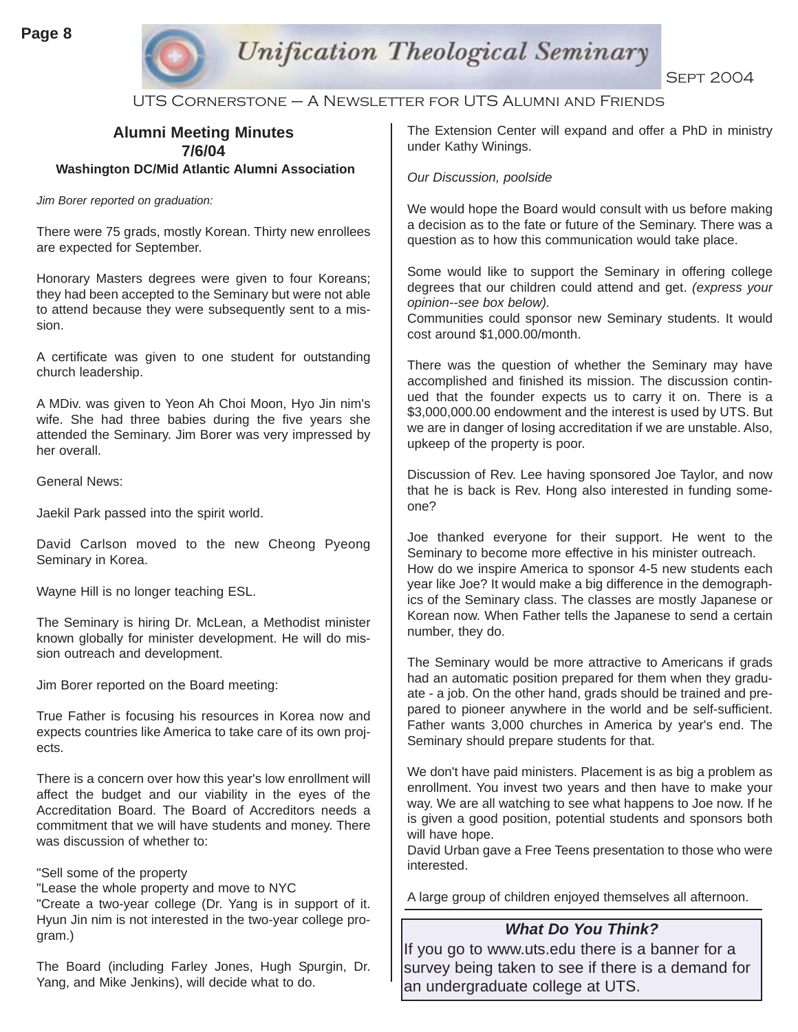## Alumni Meeting Minutes
### 7/6/04
#### Washington DC/Mid Atlantic Alumni Association

*Jim Borer reported on graduation:*

There were 75 grads, mostly Korean. Thirty new enrollees are expected for September.

Honorary Masters degrees were given to four Koreans; they had been accepted to the Seminary but were not able to attend because they were subsequently sent to a mission.

A certificate was given to one student for outstanding church leadership.

A MDiv. was given to Yeon Ah Choi Moon, Hyo Jin nim's wife. She had three babies during the five years she attended the Seminary. Jim Borer was very impressed by her overall.

General News:

Jaekil Park passed into the spirit world.

David Carlson moved to the new Cheong Pyeong Seminary in Korea.

Wayne Hill is no longer teaching ESL.

The Seminary is hiring Dr. McLean, a Methodist minister known globally for minister development. He will do mission outreach and development.

Jim Borer reported on the Board meeting:

True Father is focusing his resources in Korea now and expects countries like America to take care of its own projects.

There is a concern over how this year's low enrollment will affect the budget and our viability in the eyes of the Accreditation Board. The Board of Accreditors needs a commitment that we will have students and money. There was discussion of whether to:

"Sell some of the property
"Lease the whole property and move to NYC
"Create a two-year college (Dr. Yang is in support of it. Hyun Jin nim is not interested in the two-year college program.)

The Board (including Farley Jones, Hugh Spurgin, Dr. Yang, and Mike Jenkins), will decide what to do.

The Extension Center will expand and offer a PhD in ministry under Kathy Winings.

*Our Discussion, poolside*

We would hope the Board would consult with us before making a decision as to the fate or future of the Seminary. There was a question as to how this communication would take place.

Some would like to support the Seminary in offering college degrees that our children could attend and get. *(express your opinion--see box below).*
Communities could sponsor new Seminary students. It would cost around $1,000.00/month.

There was the question of whether the Seminary may have accomplished and finished its mission. The discussion continued that the founder expects us to carry it on. There is a $3,000,000.00 endowment and the interest is used by UTS. But we are in danger of losing accreditation if we are unstable. Also, upkeep of the property is poor.

Discussion of Rev. Lee having sponsored Joe Taylor, and now that he is back is Rev. Hong also interested in funding someone?

Joe thanked everyone for their support. He went to the Seminary to become more effective in his minister outreach.
How do we inspire America to sponsor 4-5 new students each year like Joe? It would make a big difference in the demographics of the Seminary class. The classes are mostly Japanese or Korean now. When Father tells the Japanese to send a certain number, they do.

The Seminary would be more attractive to Americans if grads had an automatic position prepared for them when they graduate - a job. On the other hand, grads should be trained and prepared to pioneer anywhere in the world and be self-sufficient. Father wants 3,000 churches in America by year's end. The Seminary should prepare students for that.

We don't have paid ministers. Placement is as big a problem as enrollment. You invest two years and then have to make your way. We are all watching to see what happens to Joe now. If he is given a good position, potential students and sponsors both will have hope.
David Urban gave a Free Teens presentation to those who were interested.

A large group of children enjoyed themselves all afternoon.

**_What Do You Think?_**

If you go to www.uts.edu there is a banner for a survey being taken to see if there is a demand for an undergraduate college at UTS.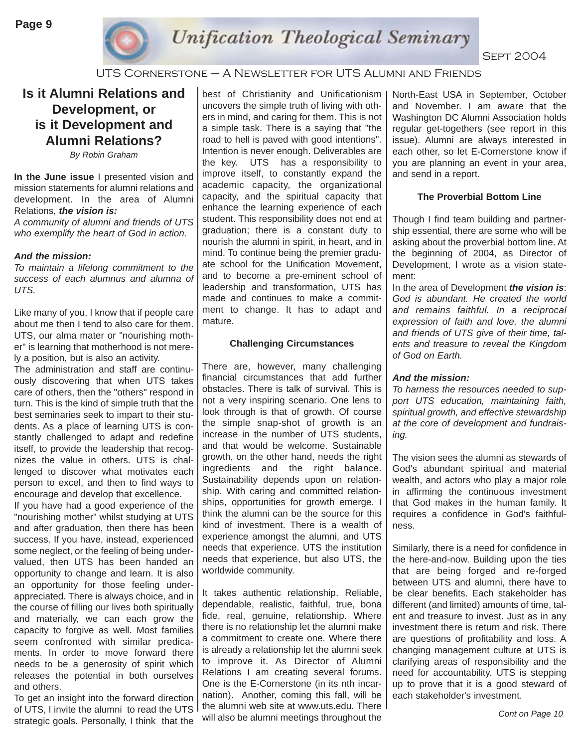# Is it Alumni Relations and Development, or is it Development and Alumni Relations?

*By Robin Graham*

**In the June issue** I presented vision and mission statements for alumni relations and development. In the area of Alumni Relations, ***the vision is:***

*A community of alumni and friends of UTS who exemplify the heart of God in action.*

***And the mission:***

*To maintain a lifelong commitment to the success of each alumnus and alumna of UTS.*

Like many of you, I know that if people care about me then I tend to also care for them. UTS, our alma mater or "nourishing mother" is learning that motherhood is not merely a position, but is also an activity.

The administration and staff are continuously discovering that when UTS takes care of others, then the "others" respond in turn. This is the kind of simple truth that the best seminaries seek to impart to their students. As a place of learning UTS is constantly challenged to adapt and redefine itself, to provide the leadership that recognizes the value in others. UTS is challenged to discover what motivates each person to excel, and then to find ways to encourage and develop that excellence.

If you have had a good experience of the "nourishing mother" whilst studying at UTS and after graduation, then there has been success. If you have, instead, experienced some neglect, or the feeling of being undervalued, then UTS has been handed an opportunity to change and learn. It is also an opportunity for those feeling underappreciated. There is always choice, and in the course of filling our lives both spiritually and materially, we can each grow the capacity to forgive as well. Most families seem confronted with similar predicaments. In order to move forward there needs to be a generosity of spirit which releases the potential in both ourselves and others.

To get an insight into the forward direction of UTS, I invite the alumni to read the UTS strategic goals. Personally, I think that the best of Christianity and Unificationism uncovers the simple truth of living with others in mind, and caring for them. This is not a simple task. There is a saying that "the road to hell is paved with good intentions". Intention is never enough. Deliverables are the key. UTS has a responsibility to improve itself, to constantly expand the academic capacity, the organizational capacity, and the spiritual capacity that enhance the learning experience of each student. This responsibility does not end at graduation; there is a constant duty to nourish the alumni in spirit, in heart, and in mind. To continue being the premier graduate school for the Unification Movement, and to become a pre-eminent school of leadership and transformation, UTS has made and continues to make a commitment to change. It has to adapt and mature.

### Challenging Circumstances

There are, however, many challenging financial circumstances that add further obstacles. There is talk of survival. This is not a very inspiring scenario. One lens to look through is that of growth. Of course the simple snap-shot of growth is an increase in the number of UTS students, and that would be welcome. Sustainable growth, on the other hand, needs the right ingredients and the right balance. Sustainability depends upon on relationship. With caring and committed relationships, opportunities for growth emerge. I think the alumni can be the source for this kind of investment. There is a wealth of experience amongst the alumni, and UTS needs that experience. UTS the institution needs that experience, but also UTS, the worldwide community.

It takes authentic relationship. Reliable, dependable, realistic, faithful, true, bona fide, real, genuine, relationship. Where there is no relationship let the alumni make a commitment to create one. Where there is already a relationship let the alumni seek to improve it. As Director of Alumni Relations I am creating several forums. One is the E-Cornerstone (in its nth incarnation). Another, coming this fall, will be the alumni web site at www.uts.edu. There will also be alumni meetings throughout the North-East USA in September, October and November. I am aware that the Washington DC Alumni Association holds regular get-togethers (see report in this issue). Alumni are always interested in each other, so let E-Cornerstone know if you are planning an event in your area, and send in a report.

### The Proverbial Bottom Line

Though I find team building and partnership essential, there are some who will be asking about the proverbial bottom line. At the beginning of 2004, as Director of Development, I wrote as a vision statement:

In the area of Development ***the vision is***: *God is abundant. He created the world and remains faithful. In a reciprocal expression of faith and love, the alumni and friends of UTS give of their time, talents and treasure to reveal the Kingdom of God on Earth.*

***And the mission:***

*To harness the resources needed to support UTS education, maintaining faith, spiritual growth, and effective stewardship at the core of development and fundraising.*

The vision sees the alumni as stewards of God's abundant spiritual and material wealth, and actors who play a major role in affirming the continuous investment that God makes in the human family. It requires a confidence in God's faithfulness.

Similarly, there is a need for confidence in the here-and-now. Building upon the ties that are being forged and re-forged between UTS and alumni, there have to be clear benefits. Each stakeholder has different (and limited) amounts of time, talent and treasure to invest. Just as in any investment there is return and risk. There are questions of profitability and loss. A changing management culture at UTS is clarifying areas of responsibility and the need for accountability. UTS is stepping up to prove that it is a good steward of each stakeholder's investment.

*Cont on Page 10*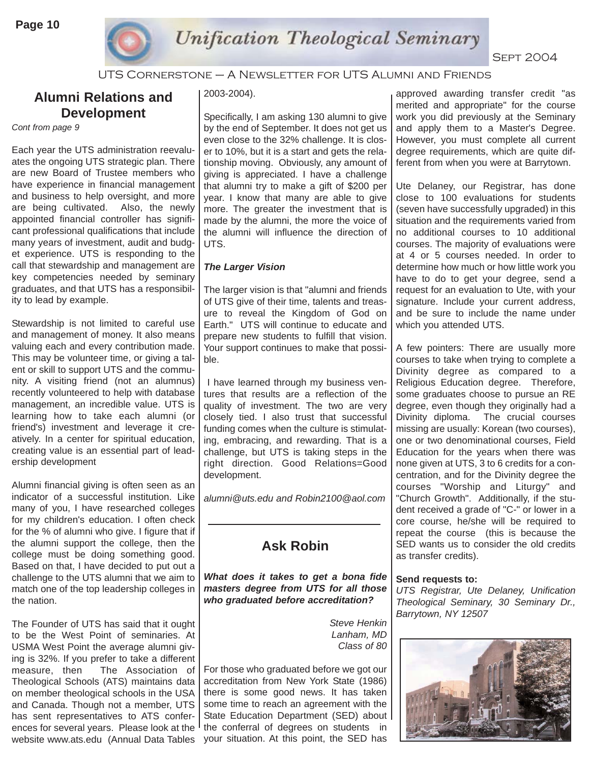## Alumni Relations and Development

*Cont from page 9*

Each year the UTS administration reevaluates the ongoing UTS strategic plan. There are new Board of Trustee members who have experience in financial management and business to help oversight, and more are being cultivated. Also, the newly appointed financial controller has significant professional qualifications that include many years of investment, audit and budget experience. UTS is responding to the call that stewardship and management are key competencies needed by seminary graduates, and that UTS has a responsibility to lead by example.

Stewardship is not limited to careful use and management of money. It also means valuing each and every contribution made. This may be volunteer time, or giving a talent or skill to support UTS and the community. A visiting friend (not an alumnus) recently volunteered to help with database management, an incredible value. UTS is learning how to take each alumni (or friend's) investment and leverage it creatively. In a center for spiritual education, creating value is an essential part of leadership development

Alumni financial giving is often seen as an indicator of a successful institution. Like many of you, I have researched colleges for my children's education. I often check for the % of alumni who give. I figure that if the alumni support the college, then the college must be doing something good. Based on that, I have decided to put out a challenge to the UTS alumni that we aim to match one of the top leadership colleges in the nation.

The Founder of UTS has said that it ought to be the West Point of seminaries. At USMA West Point the average alumni giving is 32%. If you prefer to take a different measure, then The Association of Theological Schools (ATS) maintains data on member theological schools in the USA and Canada. Though not a member, UTS has sent representatives to ATS conferences for several years. Please look at the website www.ats.edu (Annual Data Tables 2003-2004).

Specifically, I am asking 130 alumni to give by the end of September. It does not get us even close to the 32% challenge. It is closer to 10%, but it is a start and gets the relationship moving. Obviously, any amount of giving is appreciated. I have a challenge that alumni try to make a gift of $200 per year. I know that many are able to give more. The greater the investment that is made by the alumni, the more the voice of the alumni will influence the direction of UTS.

***The Larger Vision***

The larger vision is that "alumni and friends of UTS give of their time, talents and treasure to reveal the Kingdom of God on Earth." UTS will continue to educate and prepare new students to fulfill that vision. Your support continues to make that possible.

I have learned through my business ventures that results are a reflection of the quality of investment. The two are very closely tied. I also trust that successful funding comes when the culture is stimulating, embracing, and rewarding. That is a challenge, but UTS is taking steps in the right direction. Good Relations=Good development.

*alumni@uts.edu and Robin2100@aol.com*

---

## Ask Robin

***What does it takes to get a bona fide masters degree from UTS for all those who graduated before accreditation?***

*Steve Henkin*
*Lanham, MD*
*Class of 80*

For those who graduated before we got our accreditation from New York State (1986) there is some good news. It has taken some time to reach an agreement with the State Education Department (SED) about the conferral of degrees on students in your situation. At this point, the SED has approved awarding transfer credit "as merited and appropriate" for the course work you did previously at the Seminary and apply them to a Master's Degree. However, you must complete all current degree requirements, which are quite different from when you were at Barrytown.

Ute Delaney, our Registrar, has done close to 100 evaluations for students (seven have successfully upgraded) in this situation and the requirements varied from no additional courses to 10 additional courses. The majority of evaluations were at 4 or 5 courses needed. In order to determine how much or how little work you have to do to get your degree, send a request for an evaluation to Ute, with your signature. Include your current address, and be sure to include the name under which you attended UTS.

A few pointers: There are usually more courses to take when trying to complete a Divinity degree as compared to a Religious Education degree. Therefore, some graduates choose to pursue an RE degree, even though they originally had a Divinity diploma. The crucial courses missing are usually: Korean (two courses), one or two denominational courses, Field Education for the years when there was none given at UTS, 3 to 6 credits for a concentration, and for the Divinity degree the courses "Worship and Liturgy" and "Church Growth". Additionally, if the student received a grade of "C-" or lower in a core course, he/she will be required to repeat the course (this is because the SED wants us to consider the old credits as transfer credits).

**Send requests to:**
*UTS Registrar, Ute Delaney, Unification Theological Seminary, 30 Seminary Dr., Barrytown, NY 12507*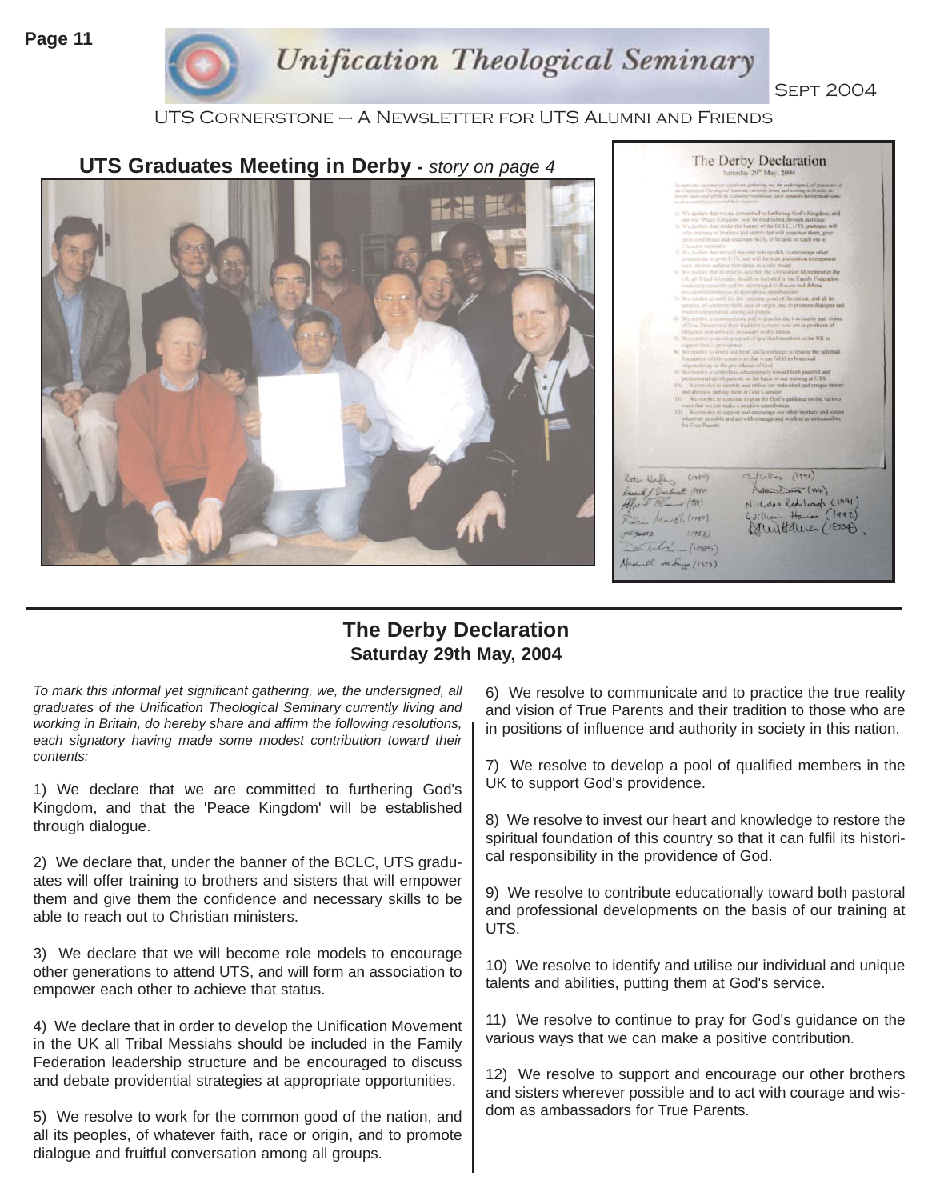# UTS Cornerstone – A Newsletter for UTS Alumni and Friends

## UTS Graduates Meeting in Derby - *story on page 4*

## The Derby Declaration
**Saturday 29th May, 2004**

*To mark this informal yet significant gathering, we, the undersigned, all graduates of the Unification Theological Seminary currently living and working in Britain, do hereby share and affirm the following resolutions, each signatory having made some modest contribution toward their contents:*

1) We declare that we are committed to furthering God's Kingdom, and that the 'Peace Kingdom' will be established through dialogue.

2) We declare that, under the banner of the BCLC, UTS graduates will offer training to brothers and sisters that will empower them and give them the confidence and necessary skills to be able to reach out to Christian ministers.

3) We declare that we will become role models to encourage other generations to attend UTS, and will form an association to empower each other to achieve that status.

4) We declare that in order to develop the Unification Movement in the UK all Tribal Messiahs should be included in the Family Federation leadership structure and be encouraged to discuss and debate providential strategies at appropriate opportunities.

5) We resolve to work for the common good of the nation, and all its peoples, of whatever faith, race or origin, and to promote dialogue and fruitful conversation among all groups.

6) We resolve to communicate and to practice the true reality and vision of True Parents and their tradition to those who are in positions of influence and authority in society in this nation.

7) We resolve to develop a pool of qualified members in the UK to support God's providence.

8) We resolve to invest our heart and knowledge to restore the spiritual foundation of this country so that it can fulfil its historical responsibility in the providence of God.

9) We resolve to contribute educationally toward both pastoral and professional developments on the basis of our training at UTS.

10) We resolve to identify and utilise our individual and unique talents and abilities, putting them at God's service.

11) We resolve to continue to pray for God's guidance on the various ways that we can make a positive contribution.

12) We resolve to support and encourage our other brothers and sisters wherever possible and to act with courage and wisdom as ambassadors for True Parents.